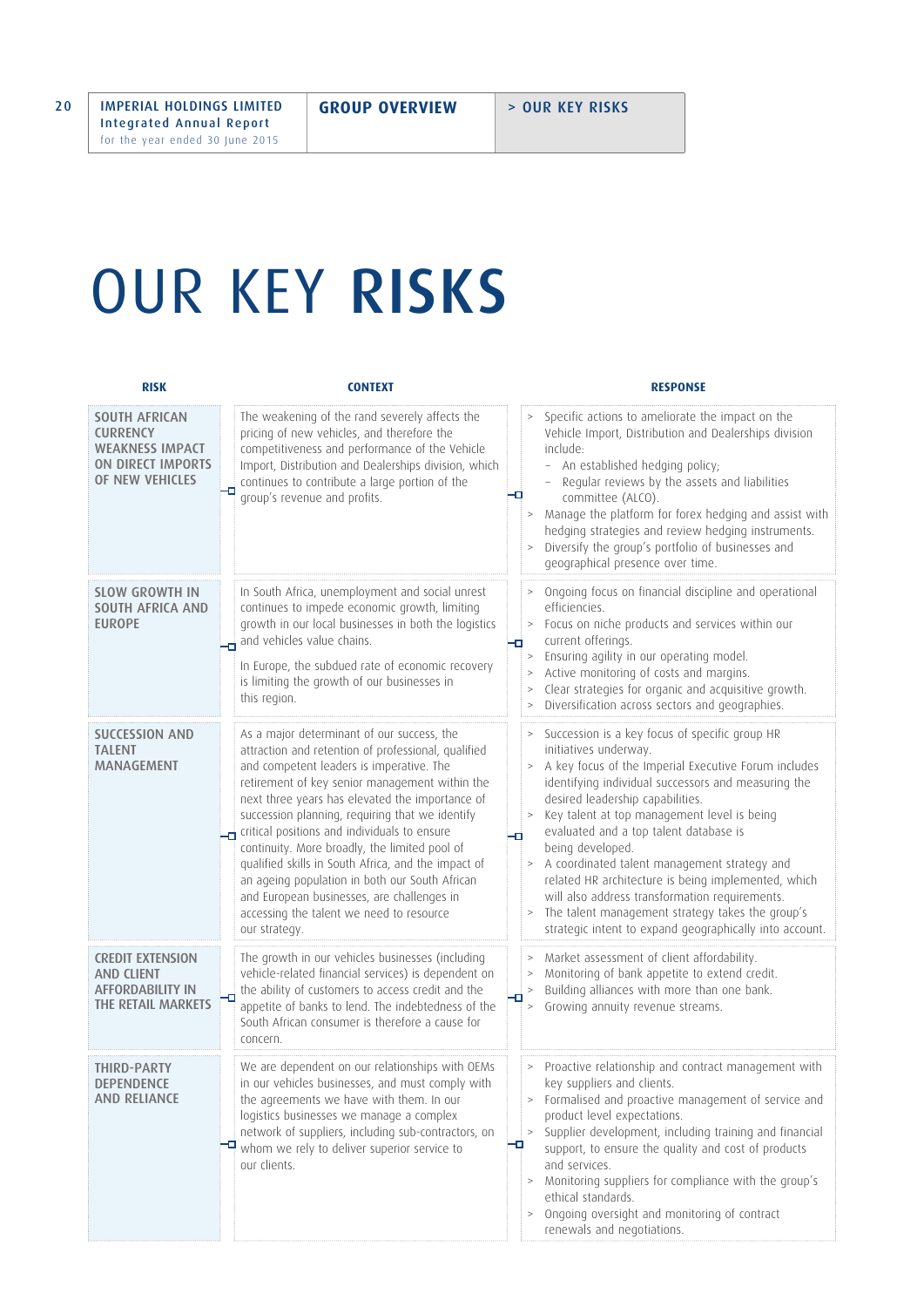# OUR KEY **RISKS**

| RISK | CONTEXT | RESPONSE |
|---|---|---|
| SOUTH AFRICAN CURRENCY WEAKNESS IMPACT ON DIRECT IMPORTS OF NEW VEHICLES | The weakening of the rand severely affects the pricing of new vehicles, and therefore the competitiveness and performance of the Vehicle Import, Distribution and Dealerships division, which continues to contribute a large portion of the group's revenue and profits. | > Specific actions to ameliorate the impact on the Vehicle Import, Distribution and Dealerships division include:<br>– An established hedging policy;<br>– Regular reviews by the assets and liabilities committee (ALCO).<br>> Manage the platform for forex hedging and assist with hedging strategies and review hedging instruments.<br>> Diversify the group's portfolio of businesses and geographical presence over time. |
| SLOW GROWTH IN SOUTH AFRICA AND EUROPE | In South Africa, unemployment and social unrest continues to impede economic growth, limiting growth in our local businesses in both the logistics and vehicles value chains.<br><br>In Europe, the subdued rate of economic recovery is limiting the growth of our businesses in this region. | > Ongoing focus on financial discipline and operational efficiencies.<br>> Focus on niche products and services within our current offerings.<br>> Ensuring agility in our operating model.<br>> Active monitoring of costs and margins.<br>> Clear strategies for organic and acquisitive growth.<br>> Diversification across sectors and geographies. |
| SUCCESSION AND TALENT MANAGEMENT | As a major determinant of our success, the attraction and retention of professional, qualified and competent leaders is imperative. The retirement of key senior management within the next three years has elevated the importance of succession planning, requiring that we identify critical positions and individuals to ensure continuity. More broadly, the limited pool of qualified skills in South Africa, and the impact of an ageing population in both our South African and European businesses, are challenges in accessing the talent we need to resource our strategy. | > Succession is a key focus of specific group HR initiatives underway.<br>> A key focus of the Imperial Executive Forum includes identifying individual successors and measuring the desired leadership capabilities.<br>> Key talent at top management level is being evaluated and a top talent database is being developed.<br>> A coordinated talent management strategy and related HR architecture is being implemented, which will also address transformation requirements.<br>> The talent management strategy takes the group's strategic intent to expand geographically into account. |
| CREDIT EXTENSION AND CLIENT AFFORDABILITY IN THE RETAIL MARKETS | The growth in our vehicles businesses (including vehicle-related financial services) is dependent on the ability of customers to access credit and the appetite of banks to lend. The indebtedness of the South African consumer is therefore a cause for concern. | > Market assessment of client affordability.<br>> Monitoring of bank appetite to extend credit.<br>> Building alliances with more than one bank.<br>> Growing annuity revenue streams. |
| THIRD-PARTY DEPENDENCE AND RELIANCE | We are dependent on our relationships with OEMs in our vehicles businesses, and must comply with the agreements we have with them. In our logistics businesses we manage a complex network of suppliers, including sub-contractors, on whom we rely to deliver superior service to our clients. | > Proactive relationship and contract management with key suppliers and clients.<br>> Formalised and proactive management of service and product level expectations.<br>> Supplier development, including training and financial support, to ensure the quality and cost of products and services.<br>> Monitoring suppliers for compliance with the group's ethical standards.<br>> Ongoing oversight and monitoring of contract renewals and negotiations. |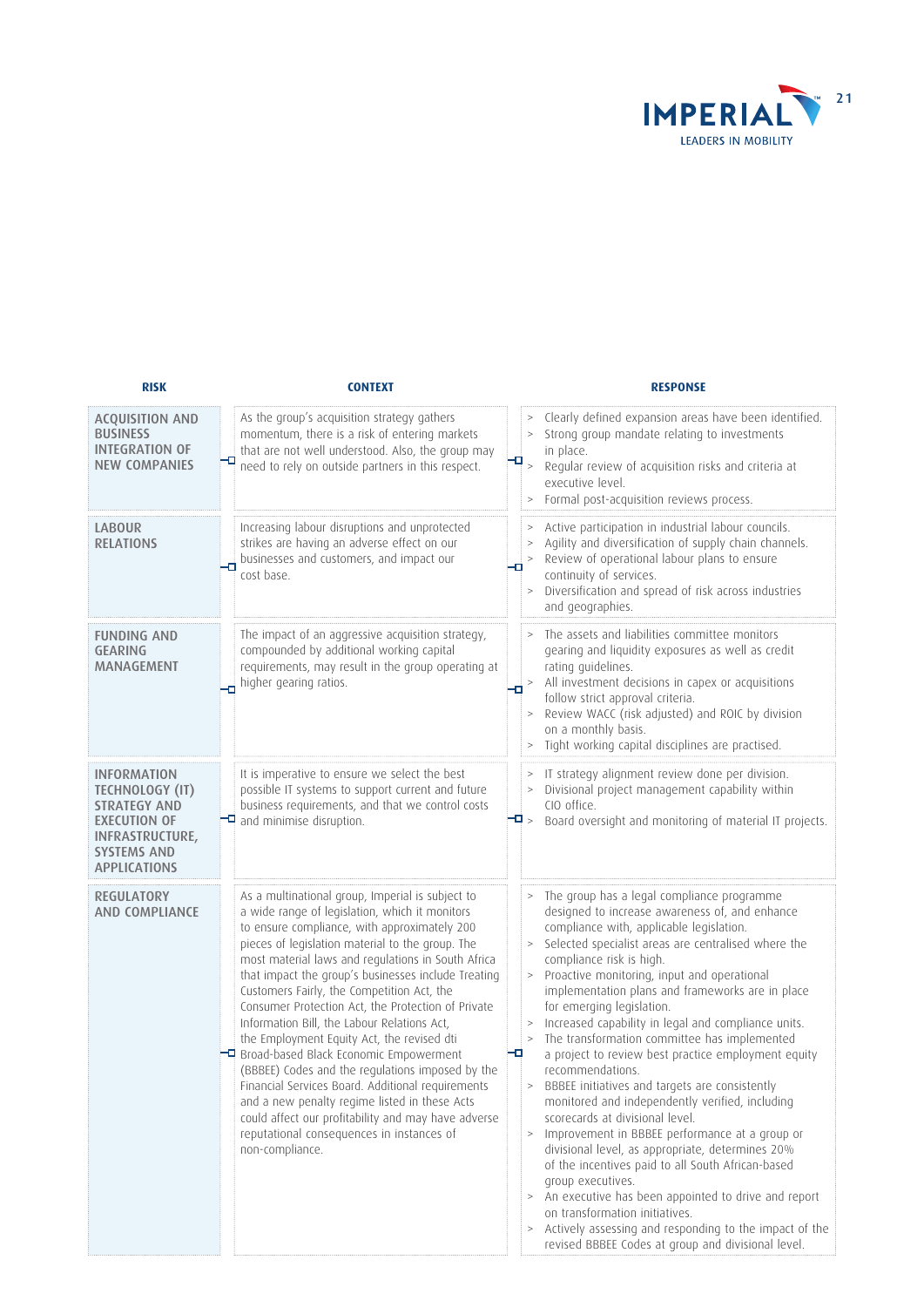| RISK | CONTEXT | RESPONSE |
|---|---|---|
| **ACQUISITION AND BUSINESS INTEGRATION OF NEW COMPANIES** | As the group's acquisition strategy gathers momentum, there is a risk of entering markets that are not well understood. Also, the group may need to rely on outside partners in this respect. | > Clearly defined expansion areas have been identified.<br>> Strong group mandate relating to investments in place.<br>> Regular review of acquisition risks and criteria at executive level.<br>> Formal post-acquisition reviews process. |
| **LABOUR RELATIONS** | Increasing labour disruptions and unprotected strikes are having an adverse effect on our businesses and customers, and impact our cost base. | > Active participation in industrial labour councils.<br>> Agility and diversification of supply chain channels.<br>> Review of operational labour plans to ensure continuity of services.<br>> Diversification and spread of risk across industries and geographies. |
| **FUNDING AND GEARING MANAGEMENT** | The impact of an aggressive acquisition strategy, compounded by additional working capital requirements, may result in the group operating at higher gearing ratios. | > The assets and liabilities committee monitors gearing and liquidity exposures as well as credit rating guidelines.<br>> All investment decisions in capex or acquisitions follow strict approval criteria.<br>> Review WACC (risk adjusted) and ROIC by division on a monthly basis.<br>> Tight working capital disciplines are practised. |
| **INFORMATION TECHNOLOGY (IT) STRATEGY AND EXECUTION OF INFRASTRUCTURE, SYSTEMS AND APPLICATIONS** | It is imperative to ensure we select the best possible IT systems to support current and future business requirements, and that we control costs and minimise disruption. | > IT strategy alignment review done per division.<br>> Divisional project management capability within CIO office.<br>> Board oversight and monitoring of material IT projects. |
| **REGULATORY AND COMPLIANCE** | As a multinational group, Imperial is subject to a wide range of legislation, which it monitors to ensure compliance, with approximately 200 pieces of legislation material to the group. The most material laws and regulations in South Africa that impact the group's businesses include Treating Customers Fairly, the Competition Act, the Consumer Protection Act, the Protection of Private Information Bill, the Labour Relations Act, the Employment Equity Act, the revised dti Broad-based Black Economic Empowerment (BBBEE) Codes and the regulations imposed by the Financial Services Board. Additional requirements and a new penalty regime listed in these Acts could affect our profitability and may have adverse reputational consequences in instances of non-compliance. | > The group has a legal compliance programme designed to increase awareness of, and enhance compliance with, applicable legislation.<br>> Selected specialist areas are centralised where the compliance risk is high.<br>> Proactive monitoring, input and operational implementation plans and frameworks are in place for emerging legislation.<br>> Increased capability in legal and compliance units.<br>> The transformation committee has implemented a project to review best practice employment equity recommendations.<br>> BBBEE initiatives and targets are consistently monitored and independently verified, including scorecards at divisional level.<br>> Improvement in BBBEE performance at a group or divisional level, as appropriate, determines 20% of the incentives paid to all South African-based group executives.<br>> An executive has been appointed to drive and report on transformation initiatives.<br>> Actively assessing and responding to the impact of the revised BBBEE Codes at group and divisional level. |